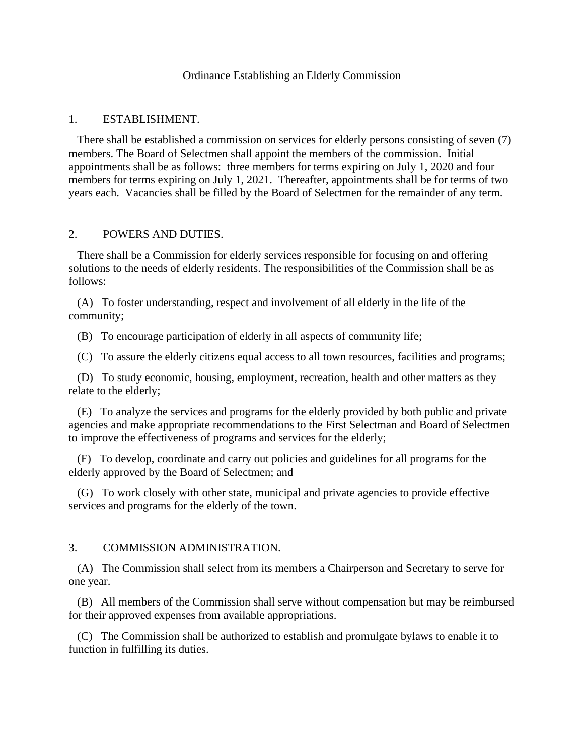# Ordinance Establishing an Elderly Commission

## 1. ESTABLISHMENT.

There shall be established a commission on services for elderly persons consisting of seven (7) members. The Board of Selectmen shall appoint the members of the commission. Initial appointments shall be as follows: three members for terms expiring on July 1, 2020 and four members for terms expiring on July 1, 2021. Thereafter, appointments shall be for terms of two years each. Vacancies shall be filled by the Board of Selectmen for the remainder of any term.

## 2. POWERS AND DUTIES.

There shall be a Commission for elderly services responsible for focusing on and offering solutions to the needs of elderly residents. The responsibilities of the Commission shall be as follows:

(A) To foster understanding, respect and involvement of all elderly in the life of the community;

(B) To encourage participation of elderly in all aspects of community life;

(C) To assure the elderly citizens equal access to all town resources, facilities and programs;

(D) To study economic, housing, employment, recreation, health and other matters as they relate to the elderly;

(E) To analyze the services and programs for the elderly provided by both public and private agencies and make appropriate recommendations to the First Selectman and Board of Selectmen to improve the effectiveness of programs and services for the elderly;

(F) To develop, coordinate and carry out policies and guidelines for all programs for the elderly approved by the Board of Selectmen; and

(G) To work closely with other state, municipal and private agencies to provide effective services and programs for the elderly of the town.

## 3. COMMISSION ADMINISTRATION.

(A) The Commission shall select from its members a Chairperson and Secretary to serve for one year.

(B) All members of the Commission shall serve without compensation but may be reimbursed for their approved expenses from available appropriations.

(C) The Commission shall be authorized to establish and promulgate bylaws to enable it to function in fulfilling its duties.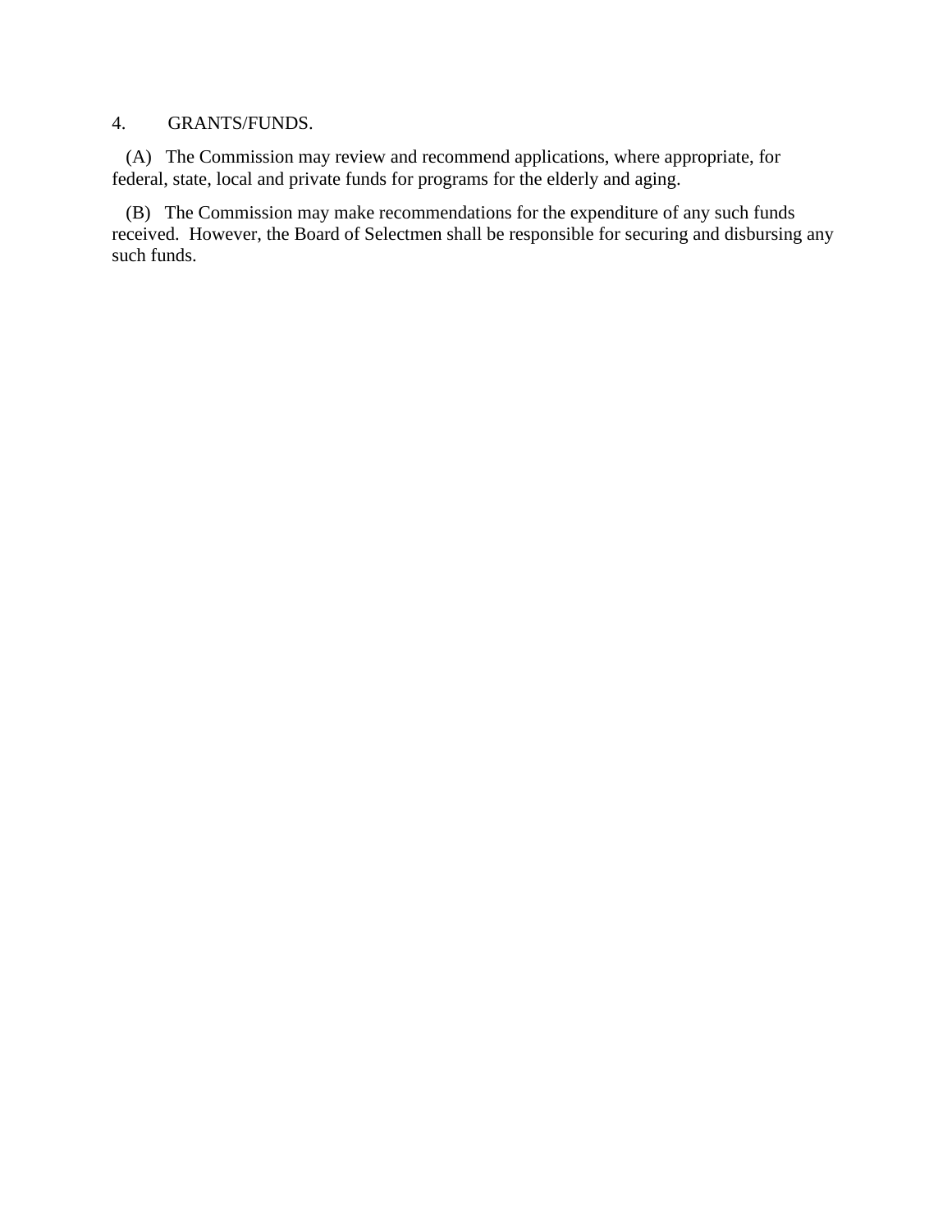4. GRANTS/FUNDS.

(A) The Commission may review and recommend applications, where appropriate, for federal, state, local and private funds for programs for the elderly and aging.

(B) The Commission may make recommendations for the expenditure of any such funds received. However, the Board of Selectmen shall be responsible for securing and disbursing any such funds.